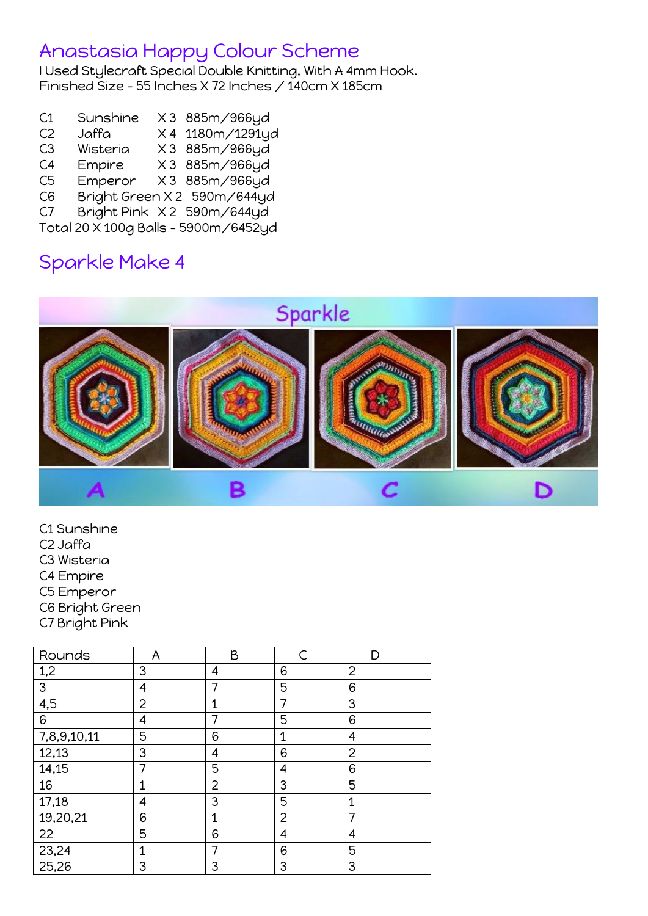# Anastasia Happy Colour Scheme

I Used Stylecraft Special Double Knitting, With A 4mm Hook.
Finished Size - 55 Inches X 72 Inches / 140cm X 185cm

| | | | |
|---|---|---|---|
| C1 | Sunshine | X 3 | 885m/966yd |
| C2 | Jaffa | X 4 | 1180m/1291yd |
| C3 | Wisteria | X 3 | 885m/966yd |
| C4 | Empire | X 3 | 885m/966yd |
| C5 | Emperor | X 3 | 885m/966yd |
| C6 | Bright Green | X 2 | 590m/644yd |
| C7 | Bright Pink | X 2 | 590m/644yd |

Total 20 X 100g Balls - 5900m/6452yd

## Sparkle Make 4

C1 Sunshine
C2 Jaffa
C3 Wisteria
C4 Empire
C5 Emperor
C6 Bright Green
C7 Bright Pink

| Rounds | A | B | C | D |
|---|---|---|---|---|
| 1,2 | 3 | 4 | 6 | 2 |
| 3 | 4 | 7 | 5 | 6 |
| 4,5 | 2 | 1 | 7 | 3 |
| 6 | 4 | 7 | 5 | 6 |
| 7,8,9,10,11 | 5 | 6 | 1 | 4 |
| 12,13 | 3 | 4 | 6 | 2 |
| 14,15 | 7 | 5 | 4 | 6 |
| 16 | 1 | 2 | 3 | 5 |
| 17,18 | 4 | 3 | 5 | 1 |
| 19,20,21 | 6 | 1 | 2 | 7 |
| 22 | 5 | 6 | 4 | 4 |
| 23,24 | 1 | 7 | 6 | 5 |
| 25,26 | 3 | 3 | 3 | 3 |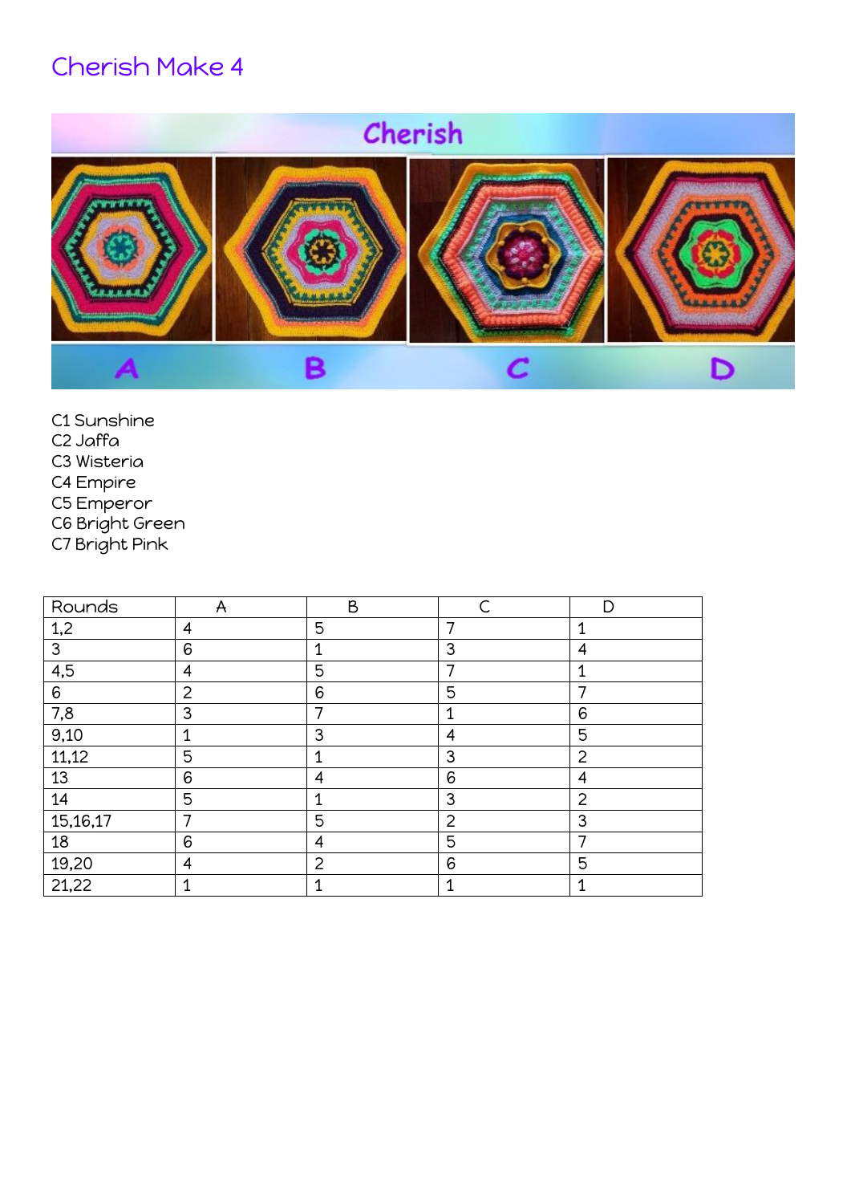# Cherish Make 4

C1 Sunshine
C2 Jaffa
C3 Wisteria
C4 Empire
C5 Emperor
C6 Bright Green
C7 Bright Pink

| Rounds | A | B | C | D |
|---|---|---|---|---|
| 1,2 | 4 | 5 | 7 | 1 |
| 3 | 6 | 1 | 3 | 4 |
| 4,5 | 4 | 5 | 7 | 1 |
| 6 | 2 | 6 | 5 | 7 |
| 7,8 | 3 | 7 | 1 | 6 |
| 9,10 | 1 | 3 | 4 | 5 |
| 11,12 | 5 | 1 | 3 | 2 |
| 13 | 6 | 4 | 6 | 4 |
| 14 | 5 | 1 | 3 | 2 |
| 15,16,17 | 7 | 5 | 2 | 3 |
| 18 | 6 | 4 | 5 | 7 |
| 19,20 | 4 | 2 | 6 | 5 |
| 21,22 | 1 | 1 | 1 | 1 |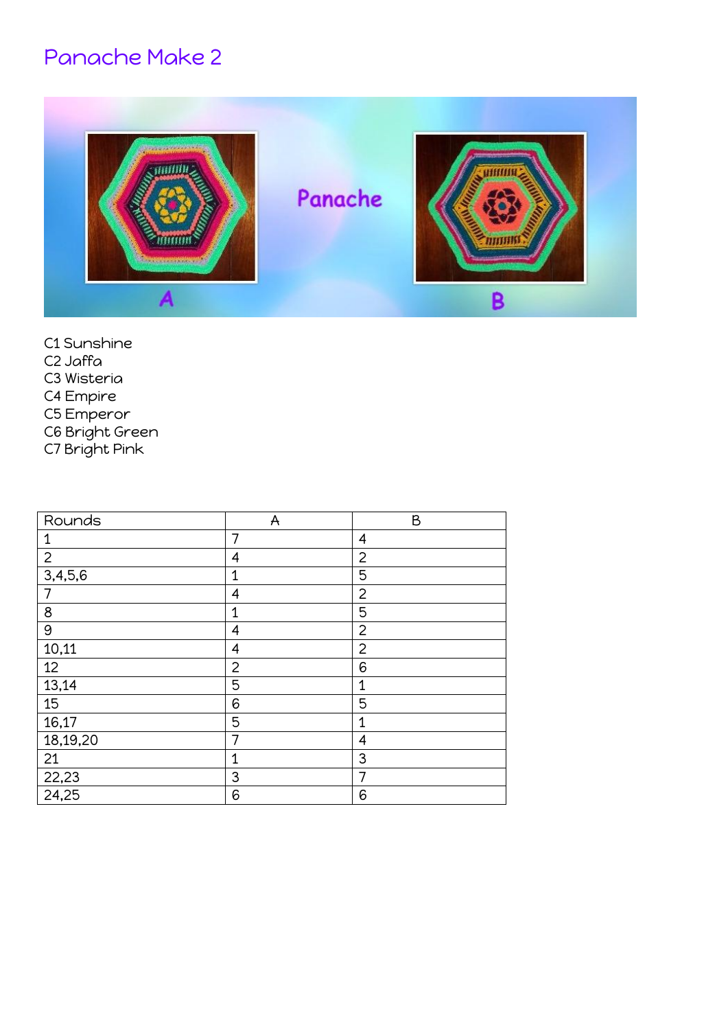# Panache Make 2

C1 Sunshine
C2 Jaffa
C3 Wisteria
C4 Empire
C5 Emperor
C6 Bright Green
C7 Bright Pink

| Rounds | A | B |
|---|---|---|
| 1 | 7 | 4 |
| 2 | 4 | 2 |
| 3,4,5,6 | 1 | 5 |
| 7 | 4 | 2 |
| 8 | 1 | 5 |
| 9 | 4 | 2 |
| 10,11 | 4 | 2 |
| 12 | 2 | 6 |
| 13,14 | 5 | 1 |
| 15 | 6 | 5 |
| 16,17 | 5 | 1 |
| 18,19,20 | 7 | 4 |
| 21 | 1 | 3 |
| 22,23 | 3 | 7 |
| 24,25 | 6 | 6 |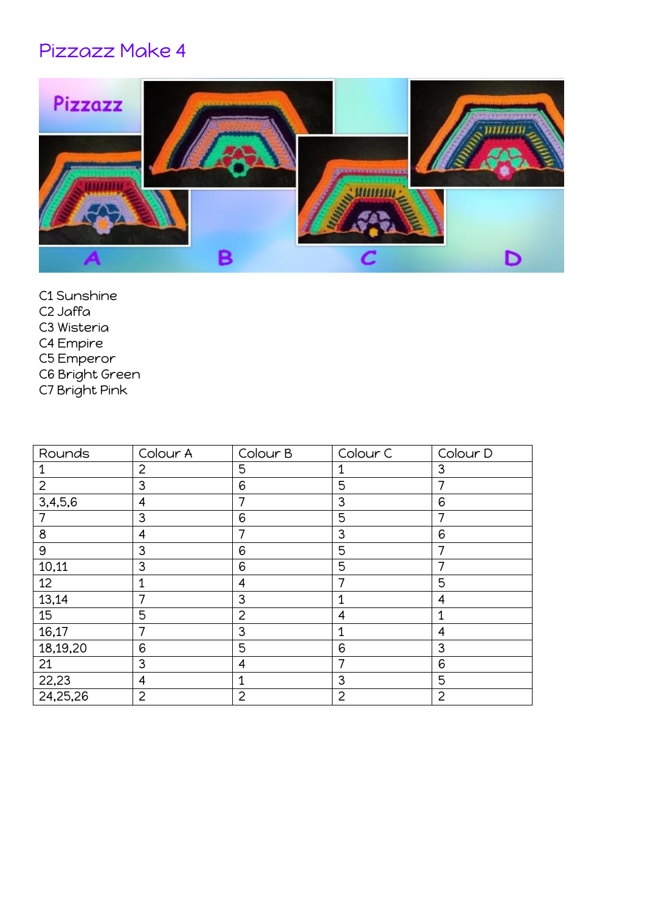# Pizzazz Make 4

C1 Sunshine
C2 Jaffa
C3 Wisteria
C4 Empire
C5 Emperor
C6 Bright Green
C7 Bright Pink

| Rounds | Colour A | Colour B | Colour C | Colour D |
|---|---|---|---|---|
| 1 | 2 | 5 | 1 | 3 |
| 2 | 3 | 6 | 5 | 7 |
| 3,4,5,6 | 4 | 7 | 3 | 6 |
| 7 | 3 | 6 | 5 | 7 |
| 8 | 4 | 7 | 3 | 6 |
| 9 | 3 | 6 | 5 | 7 |
| 10,11 | 3 | 6 | 5 | 7 |
| 12 | 1 | 4 | 7 | 5 |
| 13,14 | 7 | 3 | 1 | 4 |
| 15 | 5 | 2 | 4 | 1 |
| 16,17 | 7 | 3 | 1 | 4 |
| 18,19,20 | 6 | 5 | 6 | 3 |
| 21 | 3 | 4 | 7 | 6 |
| 22,23 | 4 | 1 | 3 | 5 |
| 24,25,26 | 2 | 2 | 2 | 2 |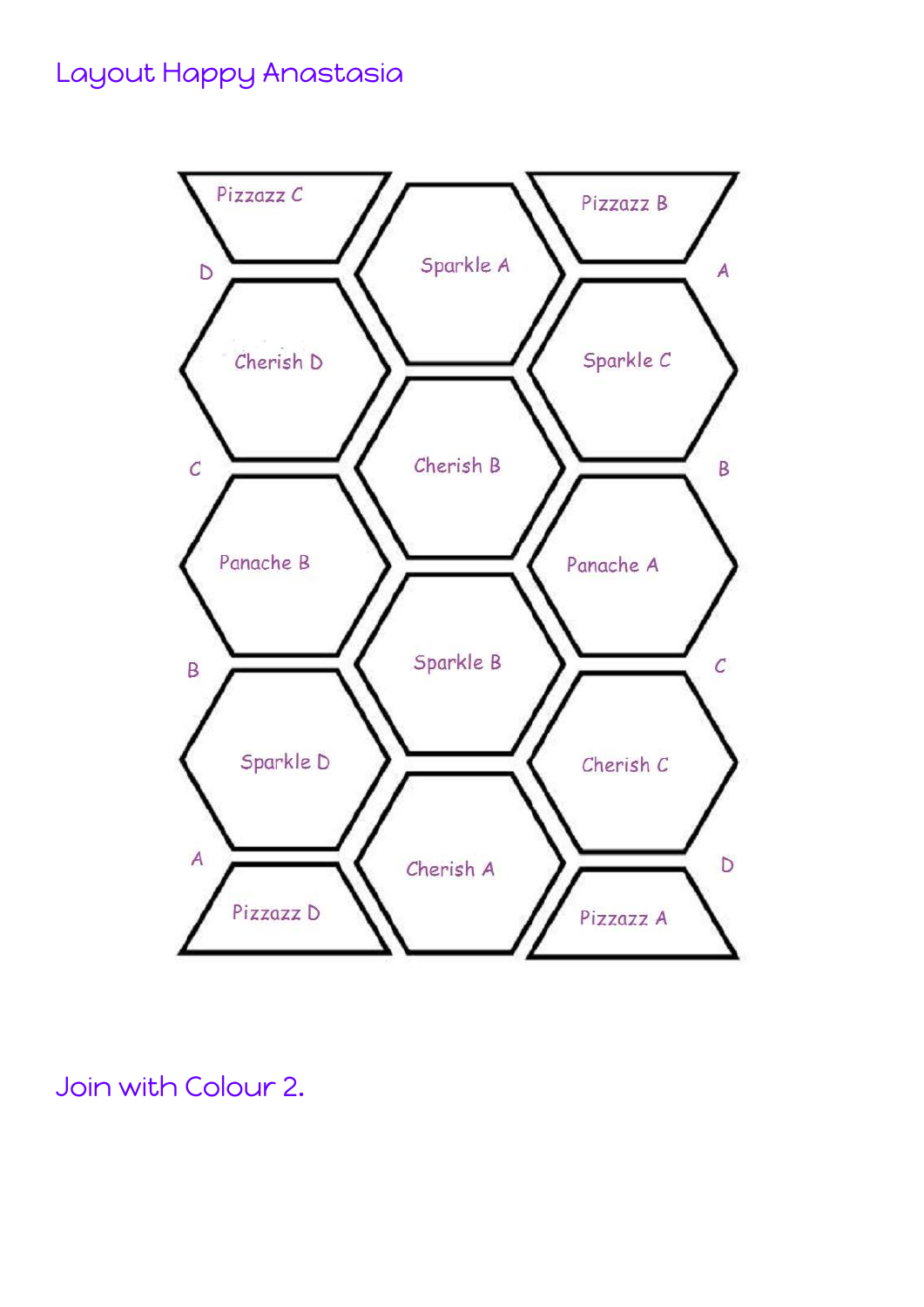# Layout Happy Anastasia

| Left column | Centre column | Right column |
| --- | --- | --- |
| Pizzazz C | Sparkle A | Pizzazz B |
| D | | A |
| Cherish D | Cherish B | Sparkle C |
| C | | B |
| Panache B | Sparkle B | Panache A |
| B | | C |
| Sparkle D | Cherish A | Cherish C |
| A | | D |
| Pizzazz D | | Pizzazz A |

Join with Colour 2.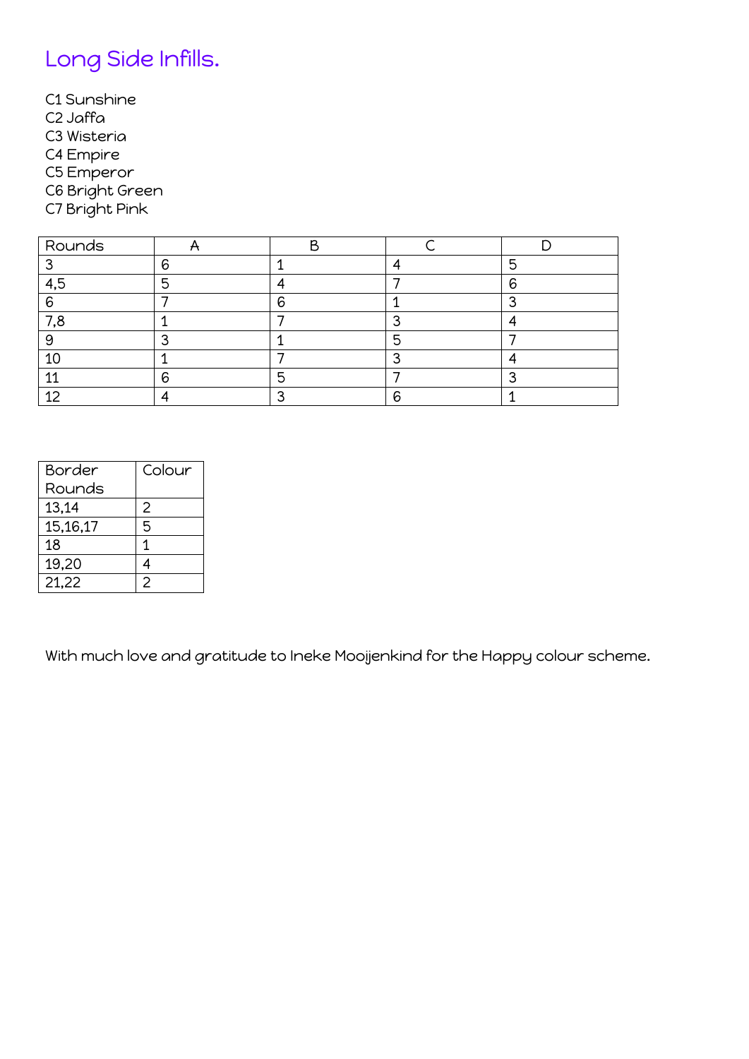# Long Side Infills.

C1 Sunshine
C2 Jaffa
C3 Wisteria
C4 Empire
C5 Emperor
C6 Bright Green
C7 Bright Pink

| Rounds | A | B | C | D |
|---|---|---|---|---|
| 3 | 6 | 1 | 4 | 5 |
| 4,5 | 5 | 4 | 7 | 6 |
| 6 | 7 | 6 | 1 | 3 |
| 7,8 | 1 | 7 | 3 | 4 |
| 9 | 3 | 1 | 5 | 7 |
| 10 | 1 | 7 | 3 | 4 |
| 11 | 6 | 5 | 7 | 3 |
| 12 | 4 | 3 | 6 | 1 |

| Border Rounds | Colour |
|---|---|
| 13,14 | 2 |
| 15,16,17 | 5 |
| 18 | 1 |
| 19,20 | 4 |
| 21,22 | 2 |

With much love and gratitude to Ineke Mooijenkind for the Happy colour scheme.